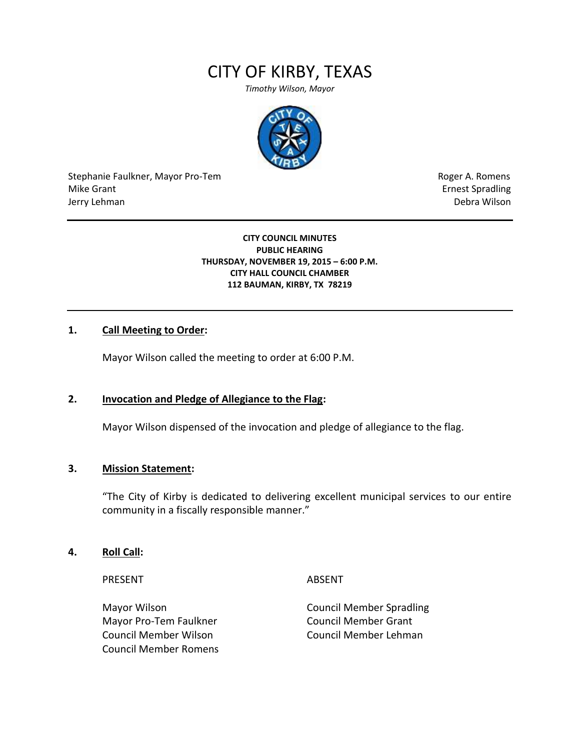# CITY OF KIRBY, TEXAS

*Timothy Wilson, Mayor*

Stephanie Faulkner, Mayor Pro-Tem
Mike Grant
Jerry Lehman

Roger A. Romens
Ernest Spradling
Debra Wilson

---

**CITY COUNCIL MINUTES**
**PUBLIC HEARING**
**THURSDAY, NOVEMBER 19, 2015 – 6:00 P.M.**
**CITY HALL COUNCIL CHAMBER**
**112 BAUMAN, KIRBY, TX 78219**

---

**1. Call Meeting to Order:**

Mayor Wilson called the meeting to order at 6:00 P.M.

**2. Invocation and Pledge of Allegiance to the Flag:**

Mayor Wilson dispensed of the invocation and pledge of allegiance to the flag.

**3. Mission Statement:**

"The City of Kirby is dedicated to delivering excellent municipal services to our entire community in a fiscally responsible manner."

**4. Roll Call:**

| PRESENT | ABSENT |
|---|---|
| Mayor Wilson | Council Member Spradling |
| Mayor Pro-Tem Faulkner | Council Member Grant |
| Council Member Wilson | Council Member Lehman |
| Council Member Romens | |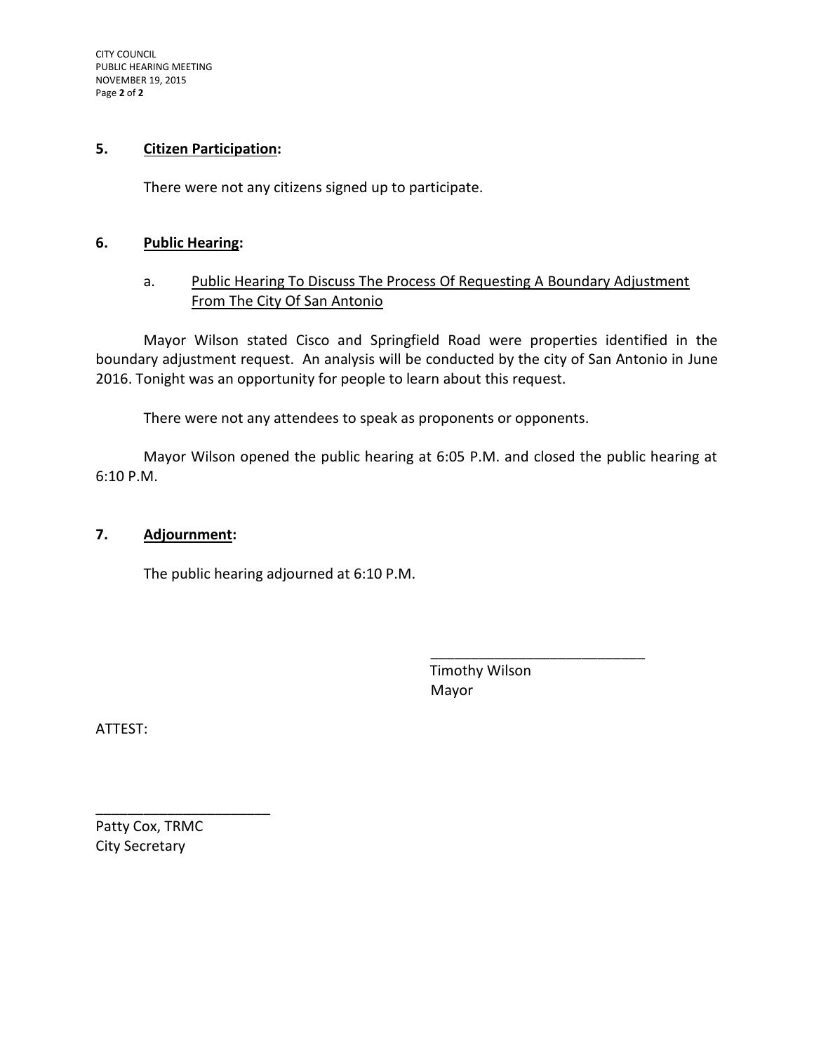## 5. **Citizen Participation:**

There were not any citizens signed up to participate.

## 6. **Public Hearing:**

a. Public Hearing To Discuss The Process Of Requesting A Boundary Adjustment From The City Of San Antonio

Mayor Wilson stated Cisco and Springfield Road were properties identified in the boundary adjustment request. An analysis will be conducted by the city of San Antonio in June 2016. Tonight was an opportunity for people to learn about this request.

There were not any attendees to speak as proponents or opponents.

Mayor Wilson opened the public hearing at 6:05 P.M. and closed the public hearing at 6:10 P.M.

## 7. **Adjournment:**

The public hearing adjourned at 6:10 P.M.

___________________________
Timothy Wilson
Mayor

ATTEST:

______________________
Patty Cox, TRMC
City Secretary